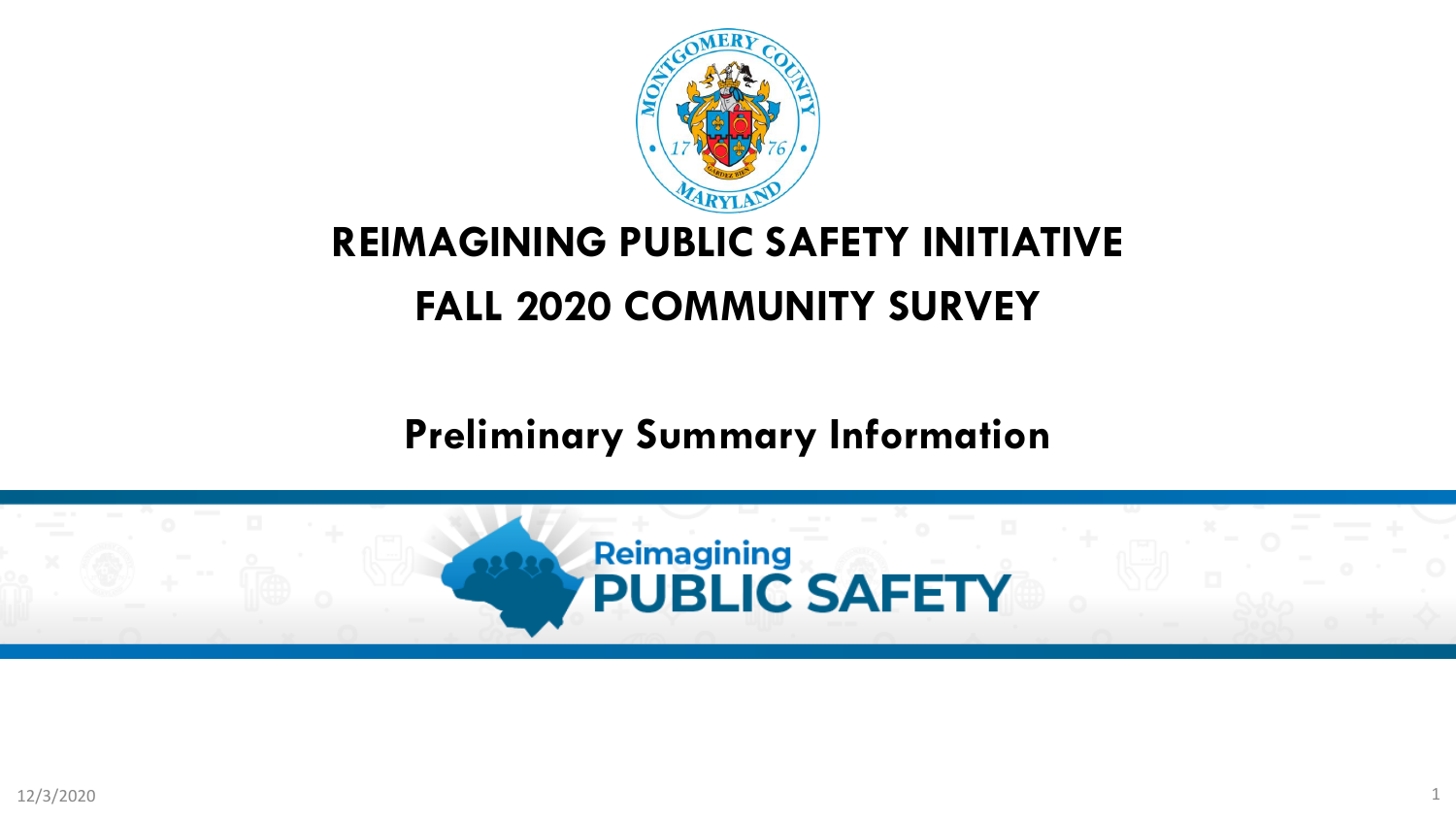# REIMAGINING PUBLIC SAFETY INITIATIVE

# FALL 2020 COMMUNITY SURVEY

## Preliminary Summary Information

Reimagining PUBLIC SAFETY

12/3/2020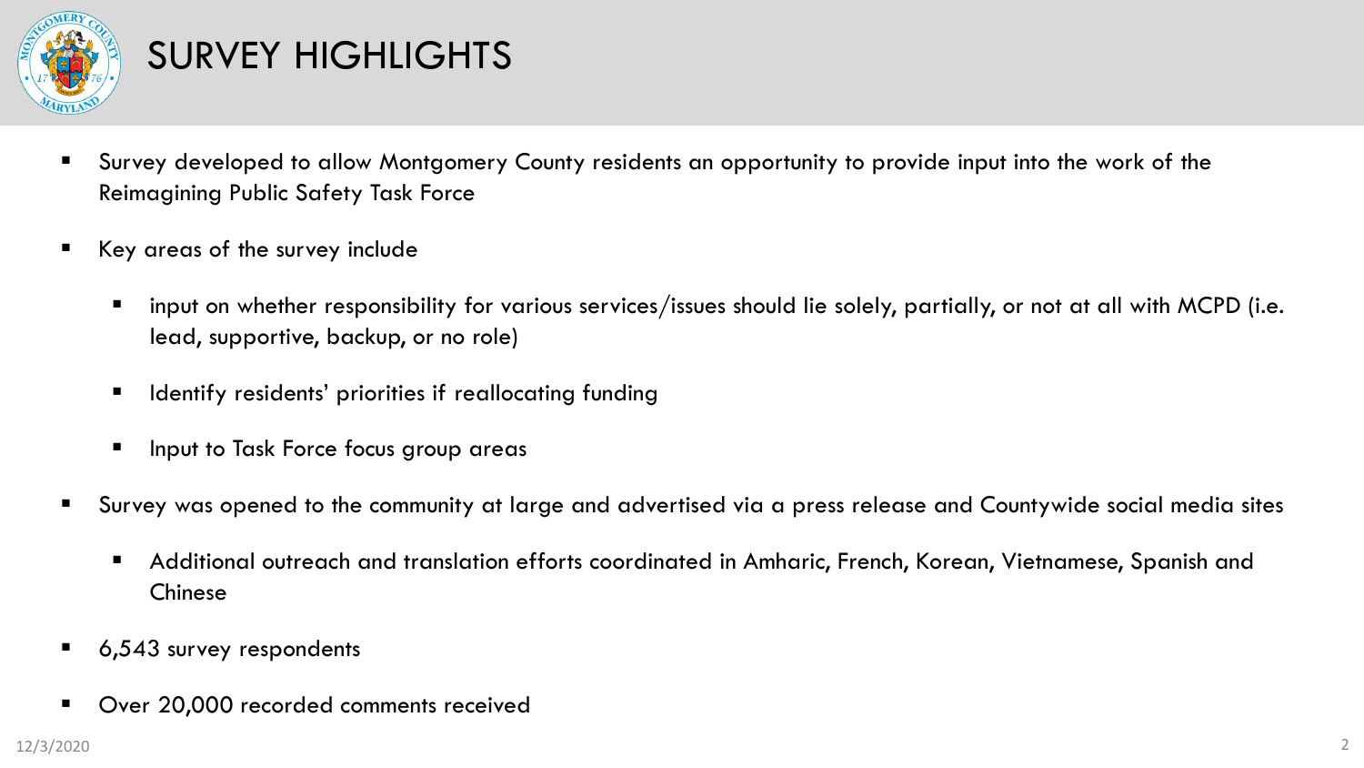# SURVEY HIGHLIGHTS

- Survey developed to allow Montgomery County residents an opportunity to provide input into the work of the Reimagining Public Safety Task Force
- Key areas of the survey include
  - input on whether responsibility for various services/issues should lie solely, partially, or not at all with MCPD (i.e. lead, supportive, backup, or no role)
  - Identify residents' priorities if reallocating funding
  - Input to Task Force focus group areas
- Survey was opened to the community at large and advertised via a press release and Countywide social media sites
  - Additional outreach and translation efforts coordinated in Amharic, French, Korean, Vietnamese, Spanish and Chinese
- 6,543 survey respondents
- Over 20,000 recorded comments received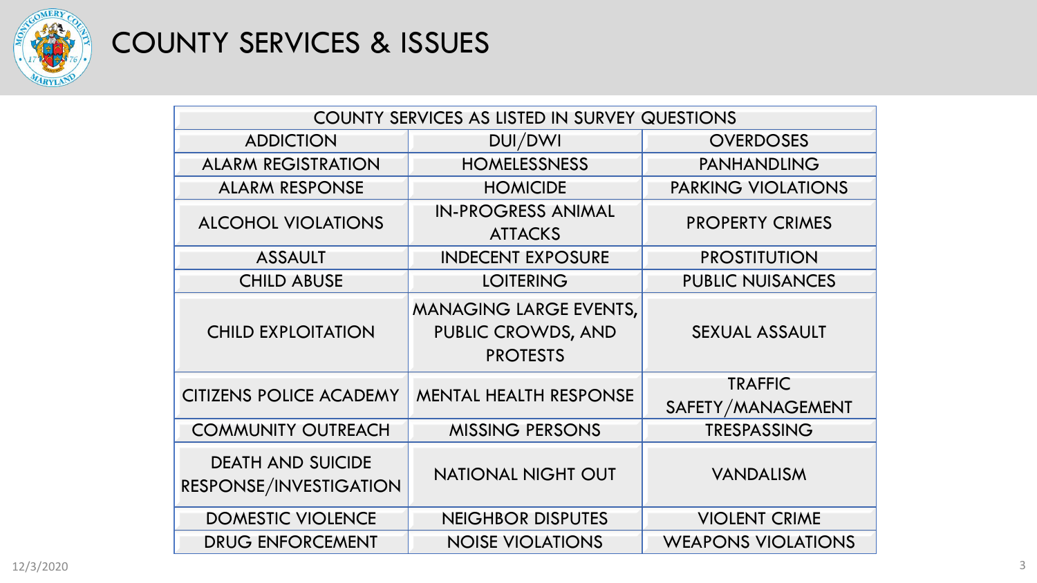# COUNTY SERVICES & ISSUES

| COUNTY SERVICES AS LISTED IN SURVEY QUESTIONS | | |
|---|---|---|
| ADDICTION | DUI/DWI | OVERDOSES |
| ALARM REGISTRATION | HOMELESSNESS | PANHANDLING |
| ALARM RESPONSE | HOMICIDE | PARKING VIOLATIONS |
| ALCOHOL VIOLATIONS | IN-PROGRESS ANIMAL ATTACKS | PROPERTY CRIMES |
| ASSAULT | INDECENT EXPOSURE | PROSTITUTION |
| CHILD ABUSE | LOITERING | PUBLIC NUISANCES |
| CHILD EXPLOITATION | MANAGING LARGE EVENTS, PUBLIC CROWDS, AND PROTESTS | SEXUAL ASSAULT |
| CITIZENS POLICE ACADEMY | MENTAL HEALTH RESPONSE | TRAFFIC SAFETY/MANAGEMENT |
| COMMUNITY OUTREACH | MISSING PERSONS | TRESPASSING |
| DEATH AND SUICIDE RESPONSE/INVESTIGATION | NATIONAL NIGHT OUT | VANDALISM |
| DOMESTIC VIOLENCE | NEIGHBOR DISPUTES | VIOLENT CRIME |
| DRUG ENFORCEMENT | NOISE VIOLATIONS | WEAPONS VIOLATIONS |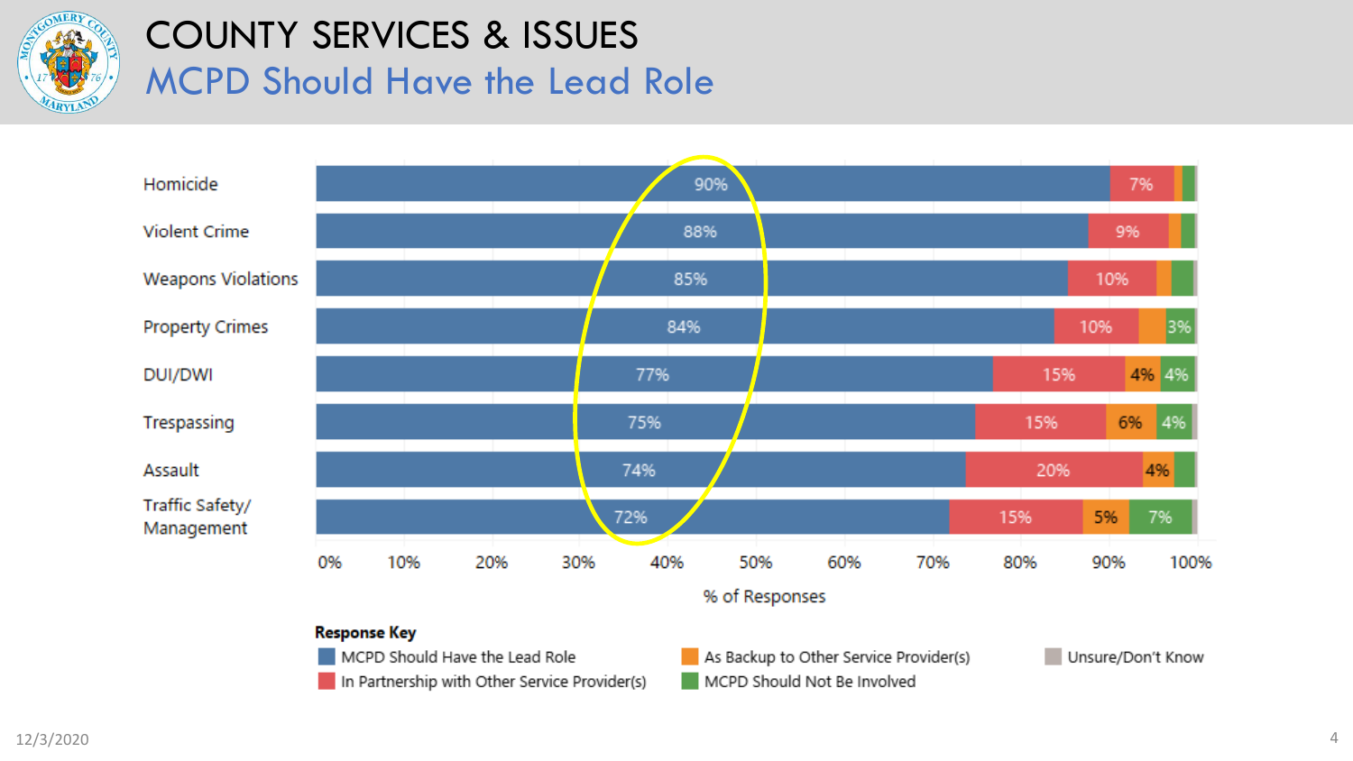# COUNTY SERVICES & ISSUES

## MCPD Should Have the Lead Role

| | MCPD Should Have the Lead Role | In Partnership with Other Service Provider(s) | As Backup to Other Service Provider(s) | MCPD Should Not Be Involved | Unsure/Don't Know |
|---|---|---|---|---|---|
| Homicide | 90% | 7% | | | |
| Violent Crime | 88% | 9% | | | |
| Weapons Violations | 85% | 10% | | | |
| Property Crimes | 84% | 10% | | 3% | |
| DUI/DWI | 77% | 15% | 4% | 4% | |
| Trespassing | 75% | 15% | 6% | 4% | |
| Assault | 74% | 20% | 4% | | |
| Traffic Safety/ Management | 72% | 15% | 5% | 7% | |

% of Responses

**Response Key**

- MCPD Should Have the Lead Role
- In Partnership with Other Service Provider(s)
- As Backup to Other Service Provider(s)
- MCPD Should Not Be Involved
- Unsure/Don't Know

12/3/2020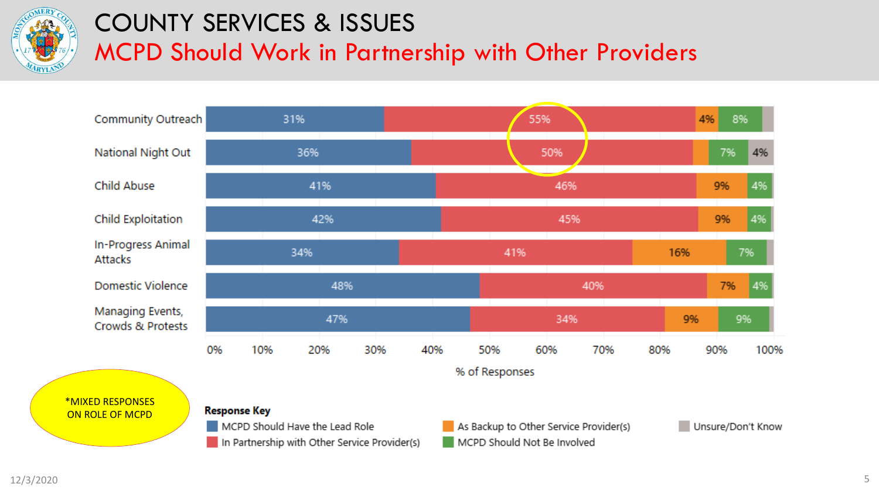# COUNTY SERVICES & ISSUES

## MCPD Should Work in Partnership with Other Providers

| | MCPD Should Have the Lead Role | In Partnership with Other Service Provider(s) | As Backup to Other Service Provider(s) | MCPD Should Not Be Involved | Unsure/Don't Know |
|---|---|---|---|---|---|
| Community Outreach | 31% | 55% | 4% | 8% | |
| National Night Out | 36% | 50% | | 7% | 4% |
| Child Abuse | 41% | 46% | 9% | 4% | |
| Child Exploitation | 42% | 45% | 9% | 4% | |
| In-Progress Animal Attacks | 34% | 41% | 16% | 7% | |
| Domestic Violence | 48% | 40% | 7% | 4% | |
| Managing Events, Crowds & Protests | 47% | 34% | 9% | 9% | |

% of Responses

*MIXED RESPONSES ON ROLE OF MCPD

12/3/2020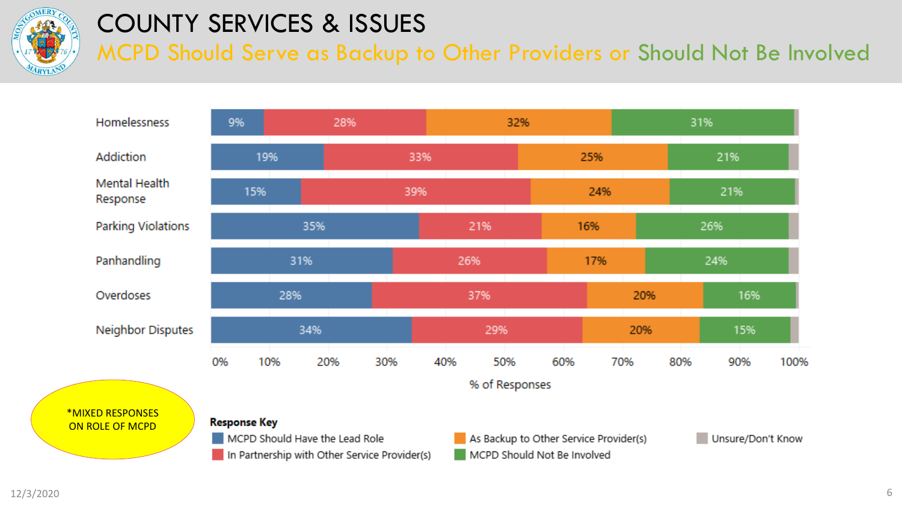# COUNTY SERVICES & ISSUES

## MCPD Should Serve as Backup to Other Providers or Should Not Be Involved

| | MCPD Should Have the Lead Role | In Partnership with Other Service Provider(s) | As Backup to Other Service Provider(s) | MCPD Should Not Be Involved | Unsure/Don't Know |
|---|---|---|---|---|---|
| Homelessness | 9% | 28% | 32% | 31% | |
| Addiction | 19% | 33% | 25% | 21% | |
| Mental Health Response | 15% | 39% | 24% | 21% | |
| Parking Violations | 35% | 21% | 16% | 26% | |
| Panhandling | 31% | 26% | 17% | 24% | |
| Overdoses | 28% | 37% | 20% | 16% | |
| Neighbor Disputes | 34% | 29% | 20% | 15% | |

% of Responses

**Response Key**
- MCPD Should Have the Lead Role
- In Partnership with Other Service Provider(s)
- As Backup to Other Service Provider(s)
- MCPD Should Not Be Involved
- Unsure/Don't Know

*MIXED RESPONSES ON ROLE OF MCPD

12/3/2020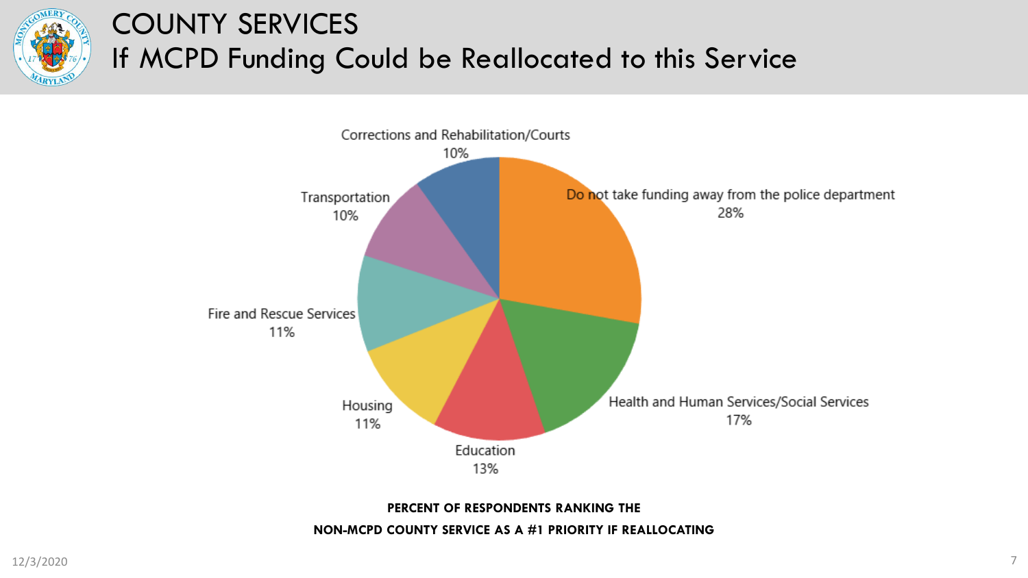# COUNTY SERVICES

## If MCPD Funding Could be Reallocated to this Service

| Service | Percent |
| --- | --- |
| Do not take funding away from the police department | 28% |
| Health and Human Services/Social Services | 17% |
| Education | 13% |
| Housing | 11% |
| Fire and Rescue Services | 11% |
| Transportation | 10% |
| Corrections and Rehabilitation/Courts | 10% |

**PERCENT OF RESPONDENTS RANKING THE NON-MCPD COUNTY SERVICE AS A #1 PRIORITY IF REALLOCATING**

12/3/2020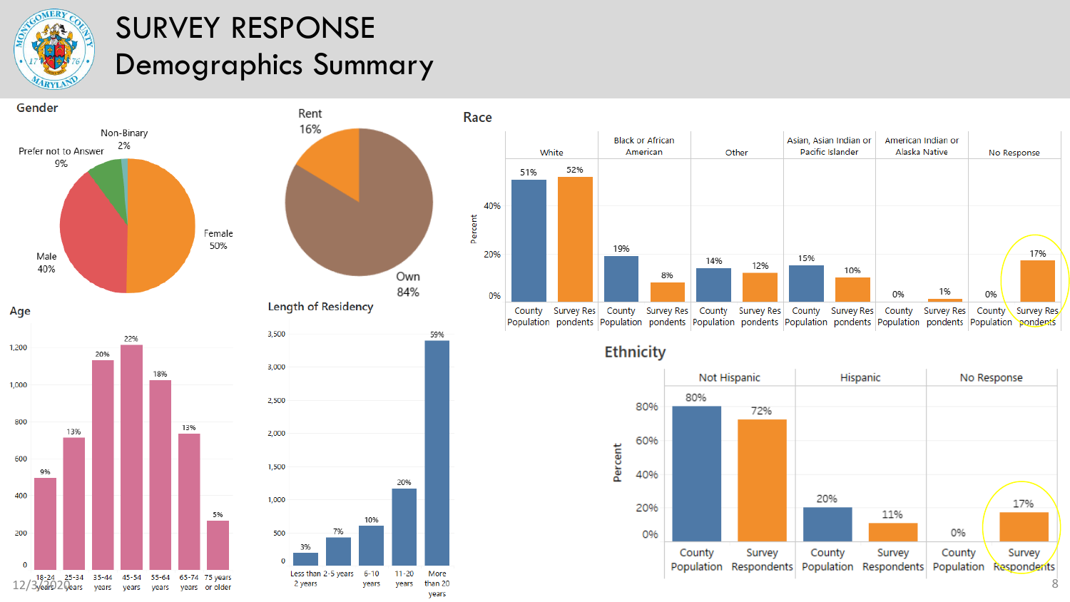# SURVEY RESPONSE
## Demographics Summary

### Gender

| Category | Percent |
| --- | --- |
| Female | 50% |
| Male | 40% |
| Prefer not to Answer | 9% |
| Non-Binary | 2% |

### Housing

| Category | Percent |
| --- | --- |
| Own | 84% |
| Rent | 16% |

### Race

| | County Population | Survey Respondents |
| --- | --- | --- |
| White | 51% | 52% |
| Black or African American | 19% | 8% |
| Other | 14% | 12% |
| Asian, Asian Indian or Pacific Islander | 15% | 10% |
| American Indian or Alaska Native | 0% | 1% |
| No Response | 0% | 17% |

### Age

| Age | Percent |
| --- | --- |
| 18-24 years | 9% |
| 25-34 years | 13% |
| 35-44 years | 20% |
| 45-54 years | 22% |
| 55-64 years | 18% |
| 65-74 years | 13% |
| 75 years or older | 5% |

### Length of Residency

| Length | Percent |
| --- | --- |
| Less than 2 years | 3% |
| 2-5 years | 7% |
| 6-10 years | 10% |
| 11-20 years | 20% |
| More than 20 years | 59% |

### Ethnicity

| | County Population | Survey Respondents |
| --- | --- | --- |
| Not Hispanic | 80% | 72% |
| Hispanic | 20% | 11% |
| No Response | 0% | 17% |

12/3/2020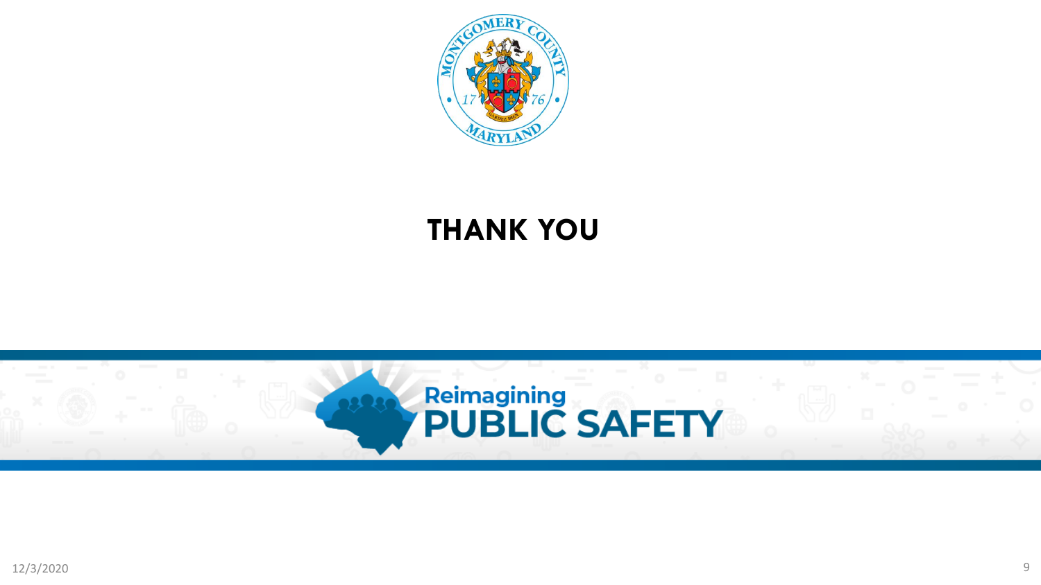# THANK YOU

Reimagining
PUBLIC SAFETY

12/3/2020